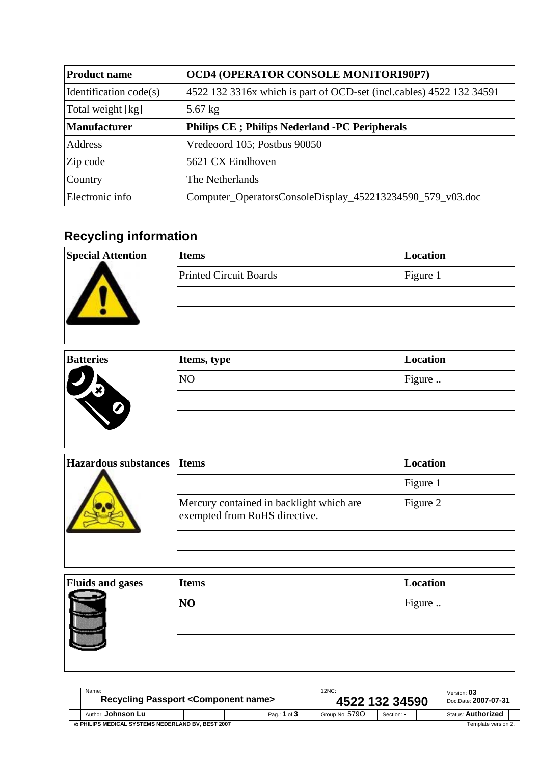| **Product name** | **OCD4 (OPERATOR CONSOLE MONITOR190P7)** |
| --- | --- |
| Identification code(s) | 4522 132 3316x which is part of OCD-set (incl.cables) 4522 132 34591 |
| Total weight [kg] | 5.67 kg |
| **Manufacturer** | **Philips CE ; Philips Nederland -PC Peripherals** |
| Address | Vredeoord 105; Postbus 90050 |
| Zip code | 5621 CX Eindhoven |
| Country | The Netherlands |
| Electronic info | Computer_OperatorsConsoleDisplay_452213234590_579_v03.doc |

## Recycling information

| **Special Attention** | **Items** | **Location** |
| --- | --- | --- |
| | Printed Circuit Boards | Figure 1 |
| | | |
| | | |
| | | |

| **Batteries** | **Items, type** | **Location** |
| --- | --- | --- |
| | NO | Figure .. |
| | | |
| | | |
| | | |

| **Hazardous substances** | **Items** | **Location** |
| --- | --- | --- |
| | | Figure 1 |
| | Mercury contained in backlight which are exempted from RoHS directive. | Figure 2 |
| | | |
| | | |

| **Fluids and gases** | **Items** | **Location** |
| --- | --- | --- |
| | **NO** | Figure .. |
| | | |
| | | |
| | | |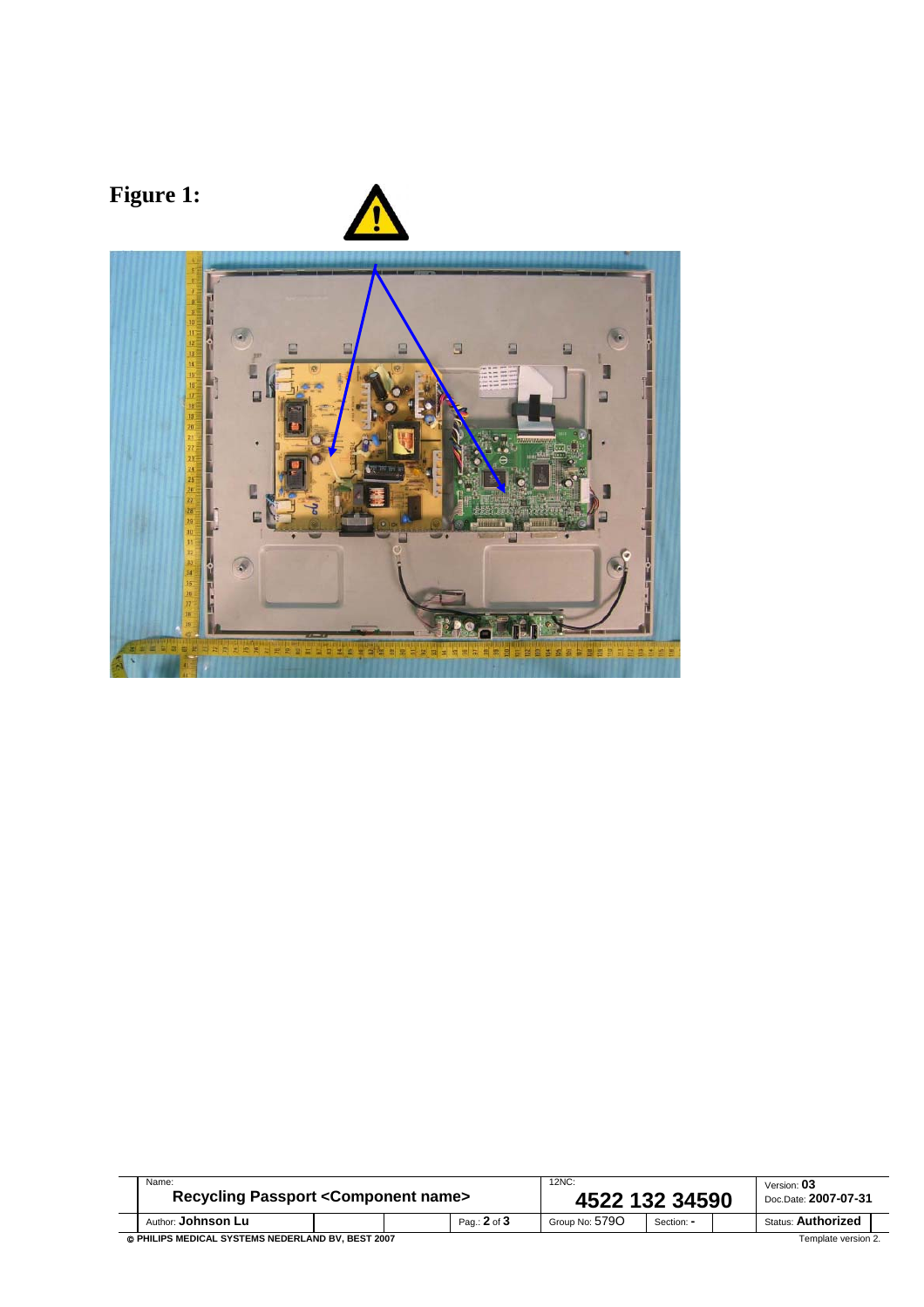**Figure 1:**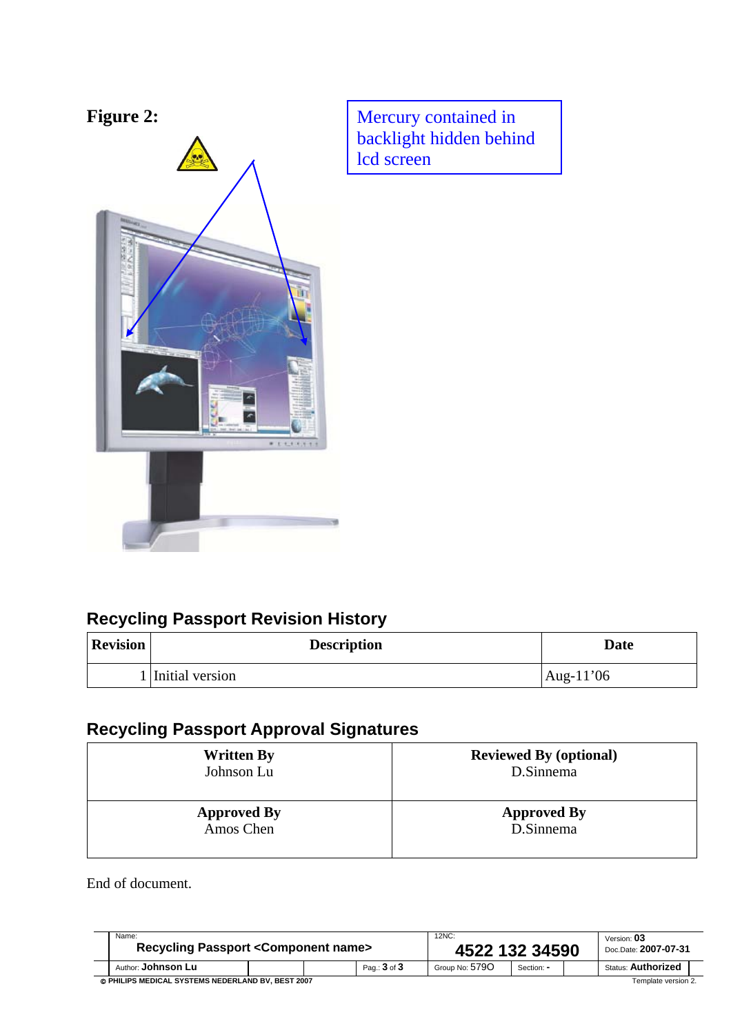**Figure 2:**

Mercury contained in backlight hidden behind lcd screen

## Recycling Passport Revision History

| Revision | Description | Date |
|---|---|---|
| 1 | Initial version | Aug-11'06 |

## Recycling Passport Approval Signatures

| | |
|---|---|
| **Written By**<br>Johnson Lu | **Reviewed By (optional)**<br>D.Sinnema |
| **Approved By**<br>Amos Chen | **Approved By**<br>D.Sinnema |

End of document.